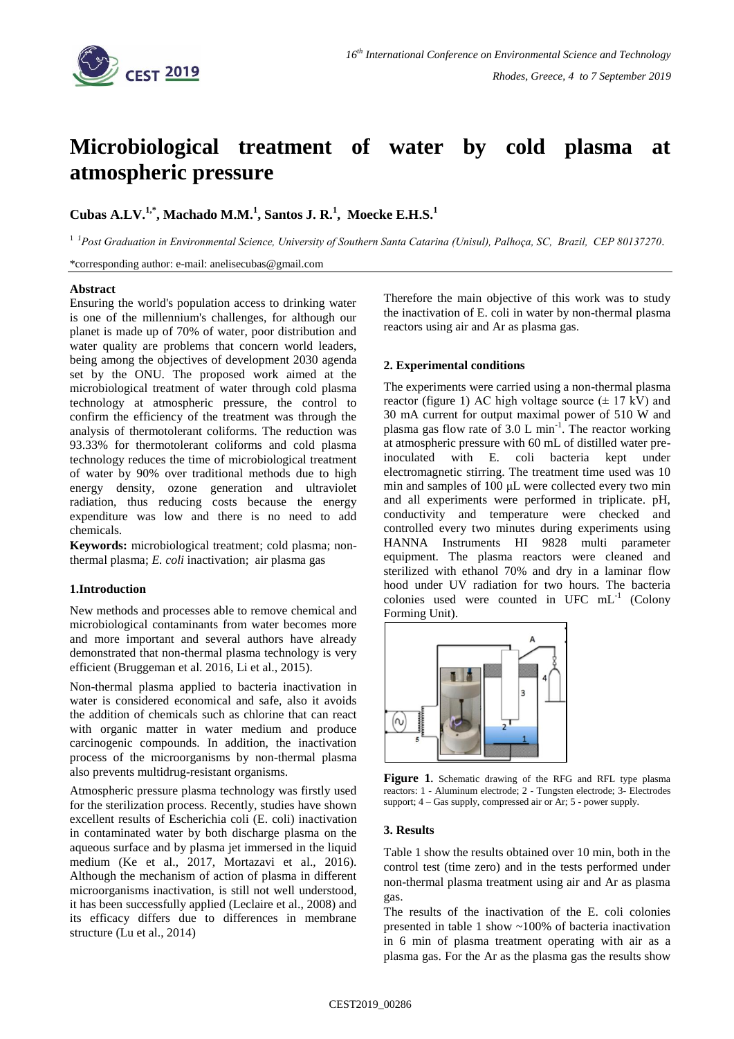# Microbiological treatment of water by cold plasma at atmospheric pressure

**Cubas A.LV.[1,*], Machado M.M.[1], Santos J. R.[1], Moecke E.H.S.[1]**

[1] [1]*Post Graduation in Environmental Science, University of Southern Santa Catarina (Unisul), Palhoça, SC, Brazil, CEP 80137270.*

*corresponding author: e-mail: anelisecubas@gmail.com

**Abstract**

Ensuring the world's population access to drinking water is one of the millennium's challenges, for although our planet is made up of 70% of water, poor distribution and water quality are problems that concern world leaders, being among the objectives of development 2030 agenda set by the ONU. The proposed work aimed at the microbiological treatment of water through cold plasma technology at atmospheric pressure, the control to confirm the efficiency of the treatment was through the analysis of thermotolerant coliforms. The reduction was 93.33% for thermotolerant coliforms and cold plasma technology reduces the time of microbiological treatment of water by 90% over traditional methods due to high energy density, ozone generation and ultraviolet radiation, thus reducing costs because the energy expenditure was low and there is no need to add chemicals.

**Keywords:** microbiological treatment; cold plasma; non-thermal plasma; *E. coli* inactivation; air plasma gas

## 1.Introduction

New methods and processes able to remove chemical and microbiological contaminants from water becomes more and more important and several authors have already demonstrated that non-thermal plasma technology is very efficient (Bruggeman et al. 2016, Li et al., 2015).

Non-thermal plasma applied to bacteria inactivation in water is considered economical and safe, also it avoids the addition of chemicals such as chlorine that can react with organic matter in water medium and produce carcinogenic compounds. In addition, the inactivation process of the microorganisms by non-thermal plasma also prevents multidrug-resistant organisms.

Atmospheric pressure plasma technology was firstly used for the sterilization process. Recently, studies have shown excellent results of Escherichia coli (E. coli) inactivation in contaminated water by both discharge plasma on the aqueous surface and by plasma jet immersed in the liquid medium (Ke et al., 2017, Mortazavi et al., 2016). Although the mechanism of action of plasma in different microorganisms inactivation, is still not well understood, it has been successfully applied (Leclaire et al., 2008) and its efficacy differs due to differences in membrane structure (Lu et al., 2014)

Therefore the main objective of this work was to study the inactivation of E. coli in water by non-thermal plasma reactors using air and Ar as plasma gas.

## 2. Experimental conditions

The experiments were carried using a non-thermal plasma reactor (figure 1) AC high voltage source (± 17 kV) and 30 mA current for output maximal power of 510 W and plasma gas flow rate of 3.0 L min$^{-1}$. The reactor working at atmospheric pressure with 60 mL of distilled water pre-inoculated with E. coli bacteria kept under electromagnetic stirring. The treatment time used was 10 min and samples of 100 μL were collected every two min and all experiments were performed in triplicate. pH, conductivity and temperature were checked and controlled every two minutes during experiments using HANNA Instruments HI 9828 multi parameter equipment. The plasma reactors were cleaned and sterilized with ethanol 70% and dry in a laminar flow hood under UV radiation for two hours. The bacteria colonies used were counted in UFC mL$^{-1}$ (Colony Forming Unit).

**Figure 1**. Schematic drawing of the RFG and RFL type plasma reactors: 1 - Aluminum electrode; 2 - Tungsten electrode; 3- Electrodes support; 4 – Gas supply, compressed air or Ar; 5 - power supply.

## 3. Results

Table 1 show the results obtained over 10 min, both in the control test (time zero) and in the tests performed under non-thermal plasma treatment using air and Ar as plasma gas.

The results of the inactivation of the E. coli colonies presented in table 1 show ~100% of bacteria inactivation in 6 min of plasma treatment operating with air as a plasma gas. For the Ar as the plasma gas the results show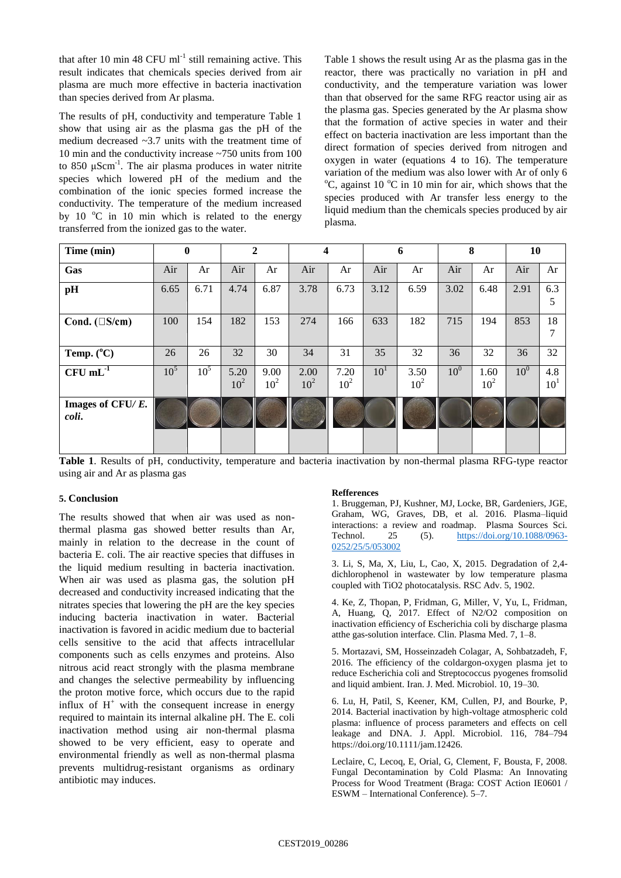that after 10 min 48 CFU $ml^{-1}$ still remaining active. This result indicates that chemicals species derived from air plasma are much more effective in bacteria inactivation than species derived from Ar plasma.

The results of pH, conductivity and temperature Table 1 show that using air as the plasma gas the pH of the medium decreased ~3.7 units with the treatment time of 10 min and the conductivity increase ~750 units from 100 to 850 $\mu Scm^{-1}$. The air plasma produces in water nitrite species which lowered pH of the medium and the combination of the ionic species formed increase the conductivity. The temperature of the medium increased by 10 $^{o}C$ in 10 min which is related to the energy transferred from the ionized gas to the water.

Table 1 shows the result using Ar as the plasma gas in the reactor, there was practically no variation in pH and conductivity, and the temperature variation was lower than that observed for the same RFG reactor using air as the plasma gas. Species generated by the Ar plasma show that the formation of active species in water and their effect on bacteria inactivation are less important than the direct formation of species derived from nitrogen and oxygen in water (equations 4 to 16). The temperature variation of the medium was also lower with Ar of only 6 $^{o}C$, against 10 $^{o}C$ in 10 min for air, which shows that the species produced with Ar transfer less energy to the liquid medium than the chemicals species produced by air plasma.

| **Time (min)** | **0** | | **2** | | **4** | | **6** | | **8** | | **10** | |
|---|---|---|---|---|---|---|---|---|---|---|---|---|
| **Gas** | Air | Ar | Air | Ar | Air | Ar | Air | Ar | Air | Ar | Air | Ar |
| **pH** | 6.65 | 6.71 | 4.74 | 6.87 | 3.78 | 6.73 | 3.12 | 6.59 | 3.02 | 6.48 | 2.91 | 6.35 |
| **Cond. (□S/cm)** | 100 | 154 | 182 | 153 | 274 | 166 | 633 | 182 | 715 | 194 | 853 | 187 |
| **Temp. ($^{o}C$)** | 26 | 26 | 32 | 30 | 34 | 31 | 35 | 32 | 36 | 32 | 36 | 32 |
| **CFU $mL^{-1}$** | $10^{5}$ | $10^{5}$ | 5.20 $10^{2}$ | 9.00 $10^{2}$ | 2.00 $10^{2}$ | 7.20 $10^{2}$ | $10^{1}$ | 3.50 $10^{2}$ | $10^{0}$ | 1.60 $10^{2}$ | $10^{0}$ | 4.8 $10^{1}$ |
| **Images of CFU/ *E. coli*.** | | | | | | | | | | | | |

**Table 1**. Results of pH, conductivity, temperature and bacteria inactivation by non-thermal plasma RFG-type reactor using air and Ar as plasma gas

## 5. Conclusion

The results showed that when air was used as non-thermal plasma gas showed better results than Ar, mainly in relation to the decrease in the count of bacteria E. coli. The air reactive species that diffuses in the liquid medium resulting in bacteria inactivation. When air was used as plasma gas, the solution pH decreased and conductivity increased indicating that the nitrates species that lowering the pH are the key species inducing bacteria inactivation in water. Bacterial inactivation is favored in acidic medium due to bacterial cells sensitive to the acid that affects intracellular components such as cells enzymes and proteins. Also nitrous acid react strongly with the plasma membrane and changes the selective permeability by influencing the proton motive force, which occurs due to the rapid influx of $H^{+}$ with the consequent increase in energy required to maintain its internal alkaline pH. The E. coli inactivation method using air non-thermal plasma showed to be very efficient, easy to operate and environmental friendly as well as non-thermal plasma prevents multidrug-resistant organisms as ordinary antibiotic may induces.

### Refferences

1. Bruggeman, PJ, Kushner, MJ, Locke, BR, Gardeniers, JGE, Graham, WG, Graves, DB, et al. 2016. Plasma–liquid interactions: a review and roadmap. Plasma Sources Sci. Technol. 25 (5). https://doi.org/10.1088/0963-0252/25/5/053002

3. Li, S, Ma, X, Liu, L, Cao, X, 2015. Degradation of 2,4-dichlorophenol in wastewater by low temperature plasma coupled with TiO2 photocatalysis. RSC Adv. 5, 1902.

4. Ke, Z, Thopan, P, Fridman, G, Miller, V, Yu, L, Fridman, A, Huang, Q, 2017. Effect of N2/O2 composition on inactivation efficiency of Escherichia coli by discharge plasma atthe gas-solution interface. Clin. Plasma Med. 7, 1–8.

5. Mortazavi, SM, Hosseinzadeh Colagar, A, Sohbatzadeh, F, 2016. The efficiency of the coldargon-oxygen plasma jet to reduce Escherichia coli and Streptococcus pyogenes fromsolid and liquid ambient. Iran. J. Med. Microbiol. 10, 19–30.

6. Lu, H, Patil, S, Keener, KM, Cullen, PJ, and Bourke, P, 2014. Bacterial inactivation by high-voltage atmospheric cold plasma: influence of process parameters and effects on cell leakage and DNA. J. Appl. Microbiol. 116, 784–794 https://doi.org/10.1111/jam.12426.

Leclaire, C, Lecoq, E, Orial, G, Clement, F, Bousta, F, 2008. Fungal Decontamination by Cold Plasma: An Innovating Process for Wood Treatment (Braga: COST Action IE0601 / ESWM – International Conference). 5–7.